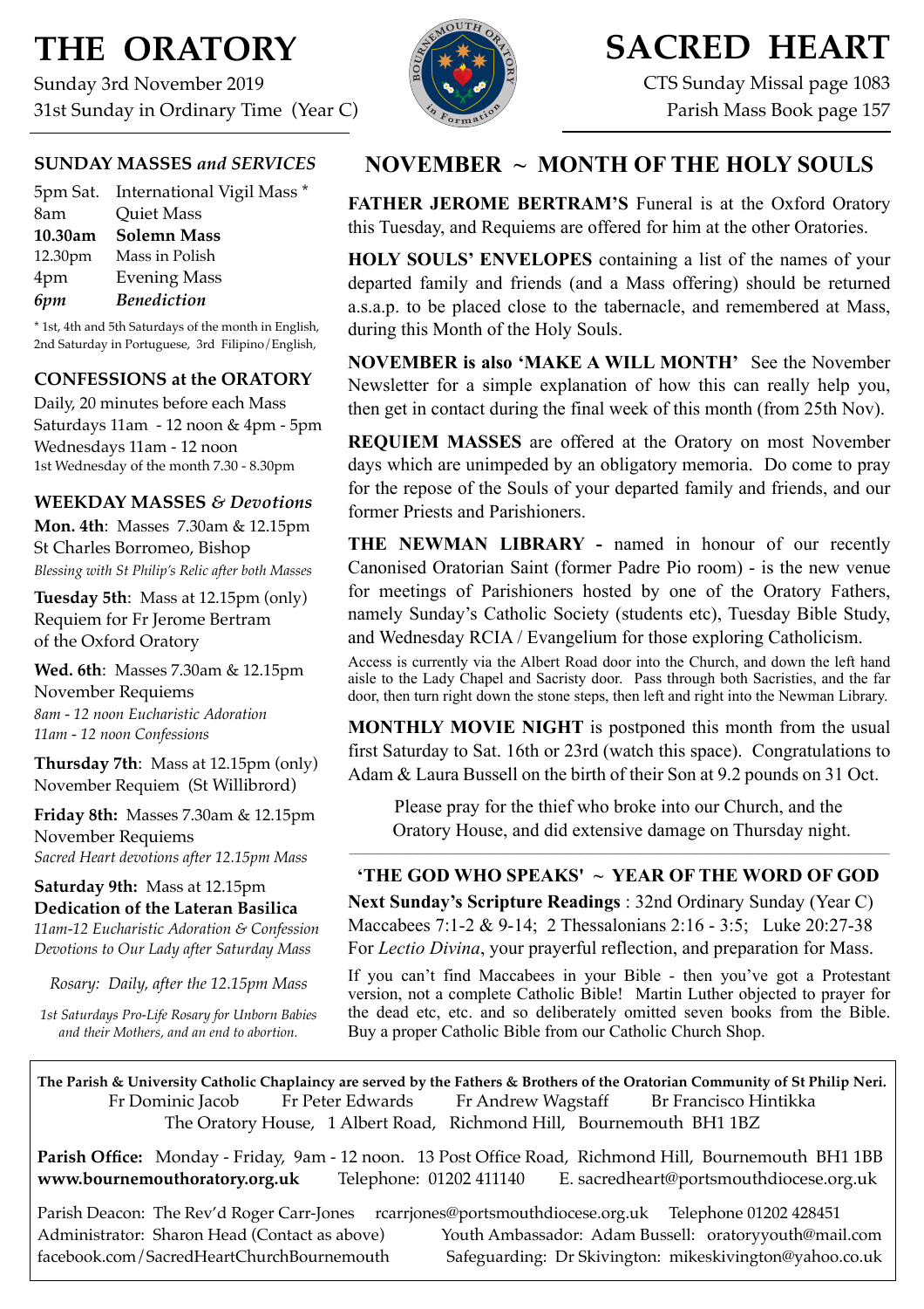# THE ORATORY

Sunday 3rd November 2019
31st Sunday in Ordinary Time (Year C)

# SACRED HEART

CTS Sunday Missal page 1083
Parish Mass Book page 157

## SUNDAY MASSES *and SERVICES*

| | |
|---|---|
| 5pm Sat. | International Vigil Mass * |
| 8am | Quiet Mass |
| **10.30am** | **Solemn Mass** |
| 12.30pm | Mass in Polish |
| 4pm | Evening Mass |
| ***6pm*** | ***Benediction*** |

* 1st, 4th and 5th Saturdays of the month in English, 2nd Saturday in Portuguese, 3rd Filipino/English,

## CONFESSIONS at the ORATORY

Daily, 20 minutes before each Mass
Saturdays 11am - 12 noon & 4pm - 5pm
Wednesdays 11am - 12 noon
1st Wednesday of the month 7.30 - 8.30pm

## WEEKDAY MASSES *& Devotions*

**Mon. 4th**: Masses 7.30am & 12.15pm
St Charles Borromeo, Bishop
*Blessing with St Philip's Relic after both Masses*

**Tuesday 5th**: Mass at 12.15pm (only)
Requiem for Fr Jerome Bertram
of the Oxford Oratory

**Wed. 6th**: Masses 7.30am & 12.15pm
November Requiems
*8am - 12 noon Eucharistic Adoration*
*11am - 12 noon Confessions*

**Thursday 7th**: Mass at 12.15pm (only)
November Requiem (St Willibrord)

**Friday 8th:** Masses 7.30am & 12.15pm
November Requiems
*Sacred Heart devotions after 12.15pm Mass*

**Saturday 9th:** Mass at 12.15pm
**Dedication of the Lateran Basilica**
*11am-12 Eucharistic Adoration & Confession*
*Devotions to Our Lady after Saturday Mass*

*Rosary: Daily, after the 12.15pm Mass*

*1st Saturdays Pro-Life Rosary for Unborn Babies and their Mothers, and an end to abortion.*

## NOVEMBER ~ MONTH OF THE HOLY SOULS

**FATHER JEROME BERTRAM'S** Funeral is at the Oxford Oratory this Tuesday, and Requiems are offered for him at the other Oratories.

**HOLY SOULS' ENVELOPES** containing a list of the names of your departed family and friends (and a Mass offering) should be returned a.s.a.p. to be placed close to the tabernacle, and remembered at Mass, during this Month of the Holy Souls.

**NOVEMBER is also 'MAKE A WILL MONTH'** See the November Newsletter for a simple explanation of how this can really help you, then get in contact during the final week of this month (from 25th Nov).

**REQUIEM MASSES** are offered at the Oratory on most November days which are unimpeded by an obligatory memoria. Do come to pray for the repose of the Souls of your departed family and friends, and our former Priests and Parishioners.

**THE NEWMAN LIBRARY -** named in honour of our recently Canonised Oratorian Saint (former Padre Pio room) - is the new venue for meetings of Parishioners hosted by one of the Oratory Fathers, namely Sunday's Catholic Society (students etc), Tuesday Bible Study, and Wednesday RCIA / Evangelium for those exploring Catholicism.

Access is currently via the Albert Road door into the Church, and down the left hand aisle to the Lady Chapel and Sacristy door. Pass through both Sacristies, and the far door, then turn right down the stone steps, then left and right into the Newman Library.

**MONTHLY MOVIE NIGHT** is postponed this month from the usual first Saturday to Sat. 16th or 23rd (watch this space). Congratulations to Adam & Laura Bussell on the birth of their Son at 9.2 pounds on 31 Oct.

Please pray for the thief who broke into our Church, and the Oratory House, and did extensive damage on Thursday night.

---

## 'THE GOD WHO SPEAKS' ~ YEAR OF THE WORD OF GOD

**Next Sunday's Scripture Readings** : 32nd Ordinary Sunday (Year C)
Maccabees 7:1-2 & 9-14; 2 Thessalonians 2:16 - 3:5; Luke 20:27-38
For *Lectio Divina*, your prayerful reflection, and preparation for Mass.

If you can't find Maccabees in your Bible - then you've got a Protestant version, not a complete Catholic Bible! Martin Luther objected to prayer for the dead etc, etc. and so deliberately omitted seven books from the Bible. Buy a proper Catholic Bible from our Catholic Church Shop.

---

**The Parish & University Catholic Chaplaincy are served by the Fathers & Brothers of the Oratorian Community of St Philip Neri.**
Fr Dominic Jacob  Fr Peter Edwards  Fr Andrew Wagstaff  Br Francisco Hintikka
The Oratory House, 1 Albert Road, Richmond Hill, Bournemouth BH1 1BZ

**Parish Office:** Monday - Friday, 9am - 12 noon. 13 Post Office Road, Richmond Hill, Bournemouth BH1 1BB
**www.bournemouthoratory.org.uk** Telephone: 01202 411140 E. sacredheart@portsmouthdiocese.org.uk

Parish Deacon: The Rev'd Roger Carr-Jones rcarrjones@portsmouthdiocese.org.uk Telephone 01202 428451
Administrator: Sharon Head (Contact as above) Youth Ambassador: Adam Bussell: oratoryyouth@mail.com
facebook.com/SacredHeartChurchBournemouth Safeguarding: Dr Skivington: mikeskivington@yahoo.co.uk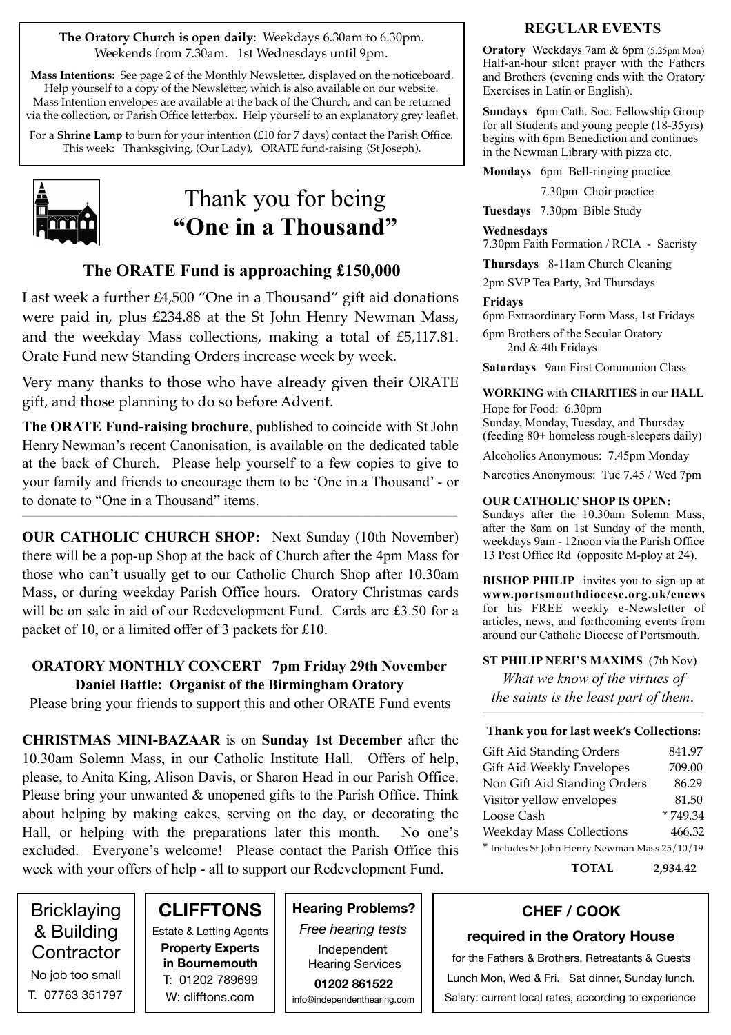**The Oratory Church is open daily**: Weekdays 6.30am to 6.30pm. Weekends from 7.30am. 1st Wednesdays until 9pm.

**Mass Intentions:** See page 2 of the Monthly Newsletter, displayed on the noticeboard. Help yourself to a copy of the Newsletter, which is also available on our website. Mass Intention envelopes are available at the back of the Church, and can be returned via the collection, or Parish Office letterbox. Help yourself to an explanatory grey leaflet.

For a **Shrine Lamp** to burn for your intention (£10 for 7 days) contact the Parish Office. This week: Thanksgiving, (Our Lady), ORATE fund-raising (St Joseph).

# Thank you for being **"One in a Thousand"**

## The ORATE Fund is approaching £150,000

Last week a further £4,500 "One in a Thousand" gift aid donations were paid in, plus £234.88 at the St John Henry Newman Mass, and the weekday Mass collections, making a total of £5,117.81. Orate Fund new Standing Orders increase week by week.

Very many thanks to those who have already given their ORATE gift, and those planning to do so before Advent.

**The ORATE Fund-raising brochure**, published to coincide with St John Henry Newman's recent Canonisation, is available on the dedicated table at the back of Church. Please help yourself to a few copies to give to your family and friends to encourage them to be 'One in a Thousand' - or to donate to "One in a Thousand" items.

---

**OUR CATHOLIC CHURCH SHOP:** Next Sunday (10th November) there will be a pop-up Shop at the back of Church after the 4pm Mass for those who can't usually get to our Catholic Church Shop after 10.30am Mass, or during weekday Parish Office hours. Oratory Christmas cards will be on sale in aid of our Redevelopment Fund. Cards are £3.50 for a packet of 10, or a limited offer of 3 packets for £10.

**ORATORY MONTHLY CONCERT 7pm Friday 29th November**
**Daniel Battle: Organist of the Birmingham Oratory**
Please bring your friends to support this and other ORATE Fund events

**CHRISTMAS MINI-BAZAAR** is on **Sunday 1st December** after the 10.30am Solemn Mass, in our Catholic Institute Hall. Offers of help, please, to Anita King, Alison Davis, or Sharon Head in our Parish Office. Please bring your unwanted & unopened gifts to the Parish Office. Think about helping by making cakes, serving on the day, or decorating the Hall, or helping with the preparations later this month. No one's excluded. Everyone's welcome! Please contact the Parish Office this week with your offers of help - all to support our Redevelopment Fund.

## REGULAR EVENTS

**Oratory** Weekdays 7am & 6pm (5.25pm Mon) Half-an-hour silent prayer with the Fathers and Brothers (evening ends with the Oratory Exercises in Latin or English).

**Sundays** 6pm Cath. Soc. Fellowship Group for all Students and young people (18-35yrs) begins with 6pm Benediction and continues in the Newman Library with pizza etc.

**Mondays** 6pm Bell-ringing practice
7.30pm Choir practice

**Tuesdays** 7.30pm Bible Study

**Wednesdays**
7.30pm Faith Formation / RCIA - Sacristy

**Thursdays** 8-11am Church Cleaning
2pm SVP Tea Party, 3rd Thursdays

**Fridays**
6pm Extraordinary Form Mass, 1st Fridays
6pm Brothers of the Secular Oratory 2nd & 4th Fridays

**Saturdays** 9am First Communion Class

**WORKING** with **CHARITIES** in our **HALL**
Hope for Food: 6.30pm
Sunday, Monday, Tuesday, and Thursday (feeding 80+ homeless rough-sleepers daily)

Alcoholics Anonymous: 7.45pm Monday

Narcotics Anonymous: Tue 7.45 / Wed 7pm

**OUR CATHOLIC SHOP IS OPEN:**
Sundays after the 10.30am Solemn Mass, after the 8am on 1st Sunday of the month, weekdays 9am - 12noon via the Parish Office 13 Post Office Rd (opposite M-ploy at 24).

**BISHOP PHILIP** invites you to sign up at **www.portsmouthdiocese.org.uk/enews** for his FREE weekly e-Newsletter of articles, news, and forthcoming events from around our Catholic Diocese of Portsmouth.

**ST PHILIP NERI'S MAXIMS** (7th Nov)
*What we know of the virtues of the saints is the least part of them.*

**Thank you for last week's Collections:**

| | |
|---|---|
| Gift Aid Standing Orders | 841.97 |
| Gift Aid Weekly Envelopes | 709.00 |
| Non Gift Aid Standing Orders | 86.29 |
| Visitor yellow envelopes | 81.50 |
| Loose Cash | * 749.34 |
| Weekday Mass Collections | 466.32 |
| **TOTAL** | **2,934.42** |

* Includes St John Henry Newman Mass 25/10/19

Bricklaying & Building Contractor
No job too small
T. 07763 351797

**CLIFFTONS**
Estate & Letting Agents
**Property Experts in Bournemouth**
T: 01202 789699
W: clifftons.com

**Hearing Problems?**
*Free hearing tests*
Independent Hearing Services
**01202 861522**
info@independenthearing.com

**CHEF / COOK**
**required in the Oratory House**
for the Fathers & Brothers, Retreatants & Guests
Lunch Mon, Wed & Fri. Sat dinner, Sunday lunch.
Salary: current local rates, according to experience